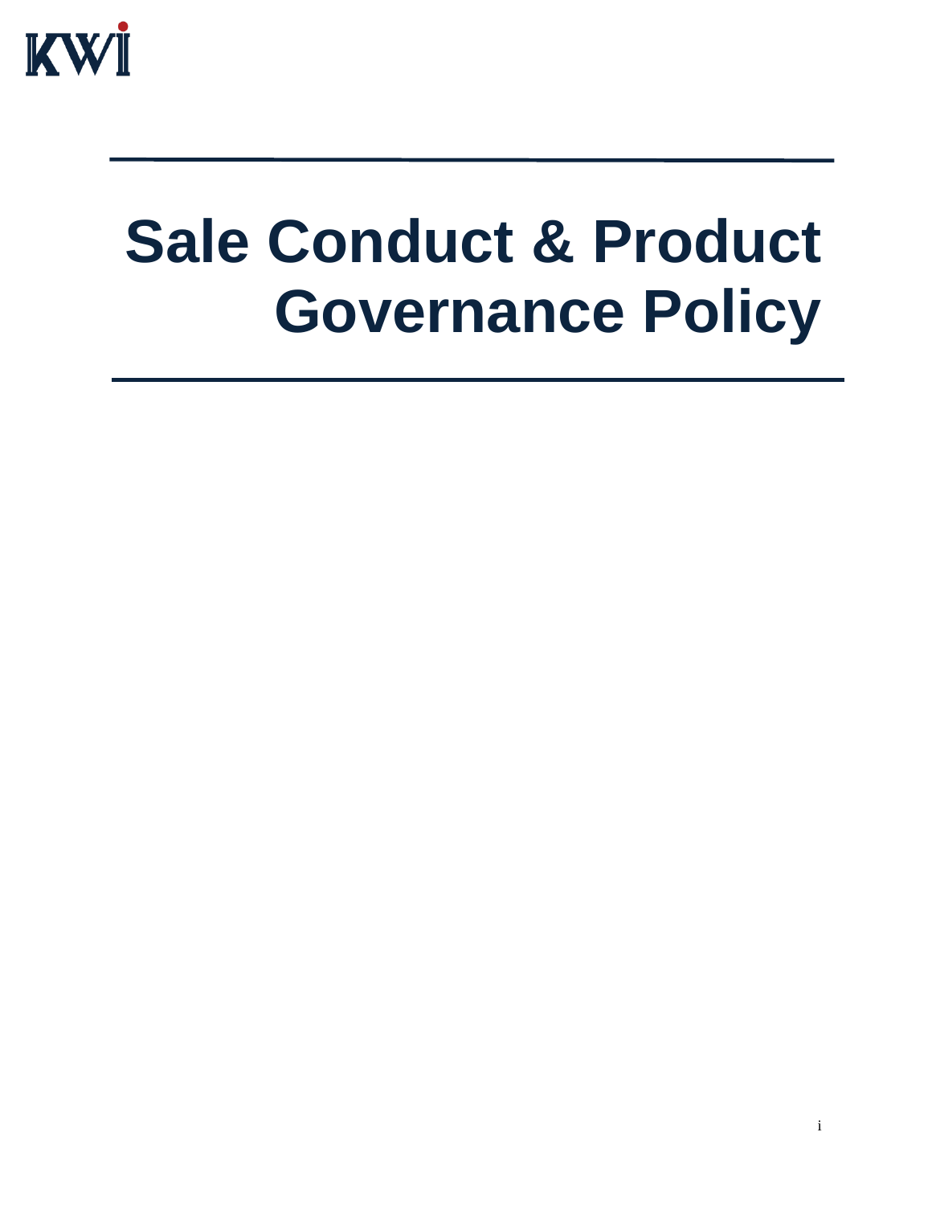KWI

# Sale Conduct & Product Governance Policy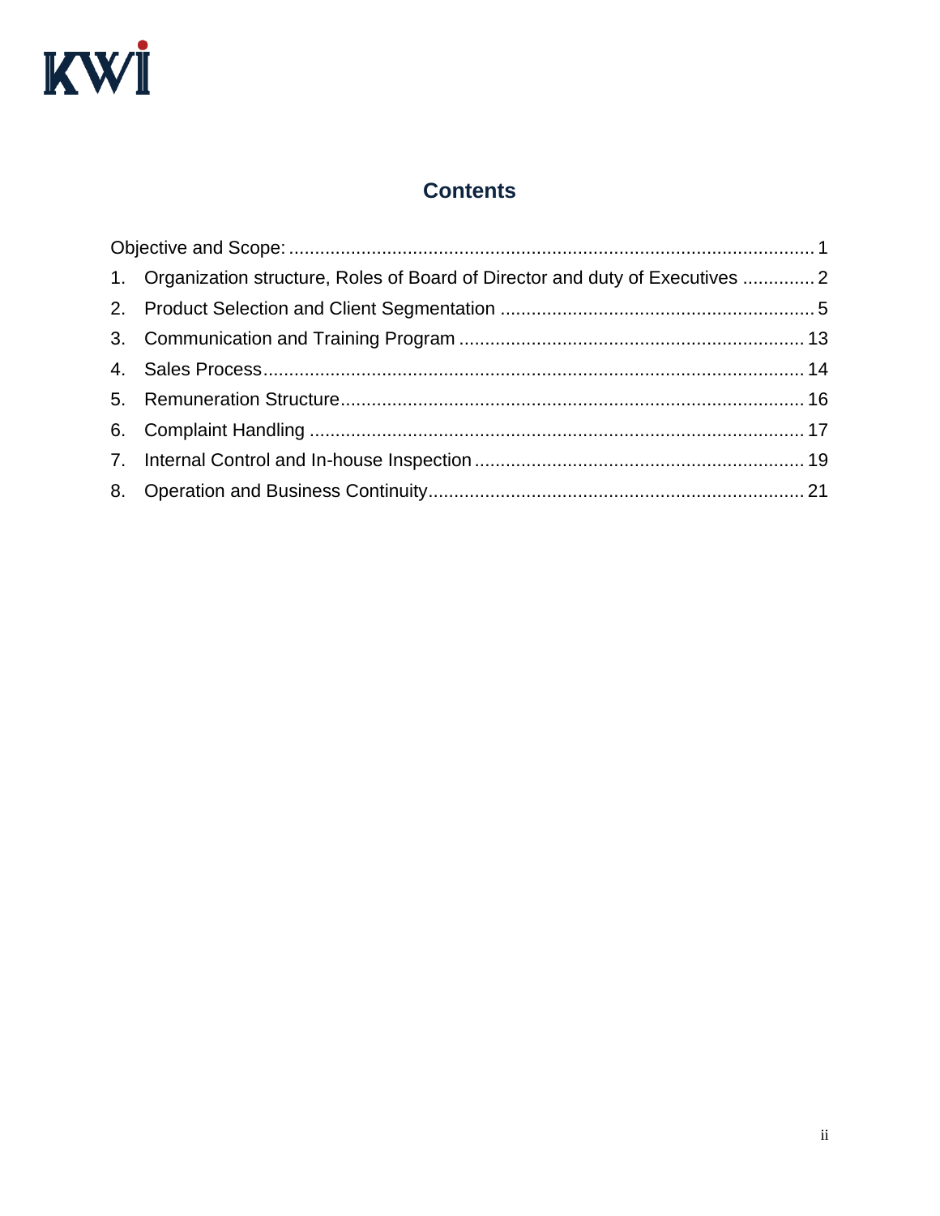# Contents

Objective and Scope: ........ 1

1. Organization structure, Roles of Board of Director and duty of Executives ........ 2
2. Product Selection and Client Segmentation ........ 5
3. Communication and Training Program ........ 13
4. Sales Process ........ 14
5. Remuneration Structure ........ 16
6. Complaint Handling ........ 17
7. Internal Control and In-house Inspection ........ 19
8. Operation and Business Continuity ........ 21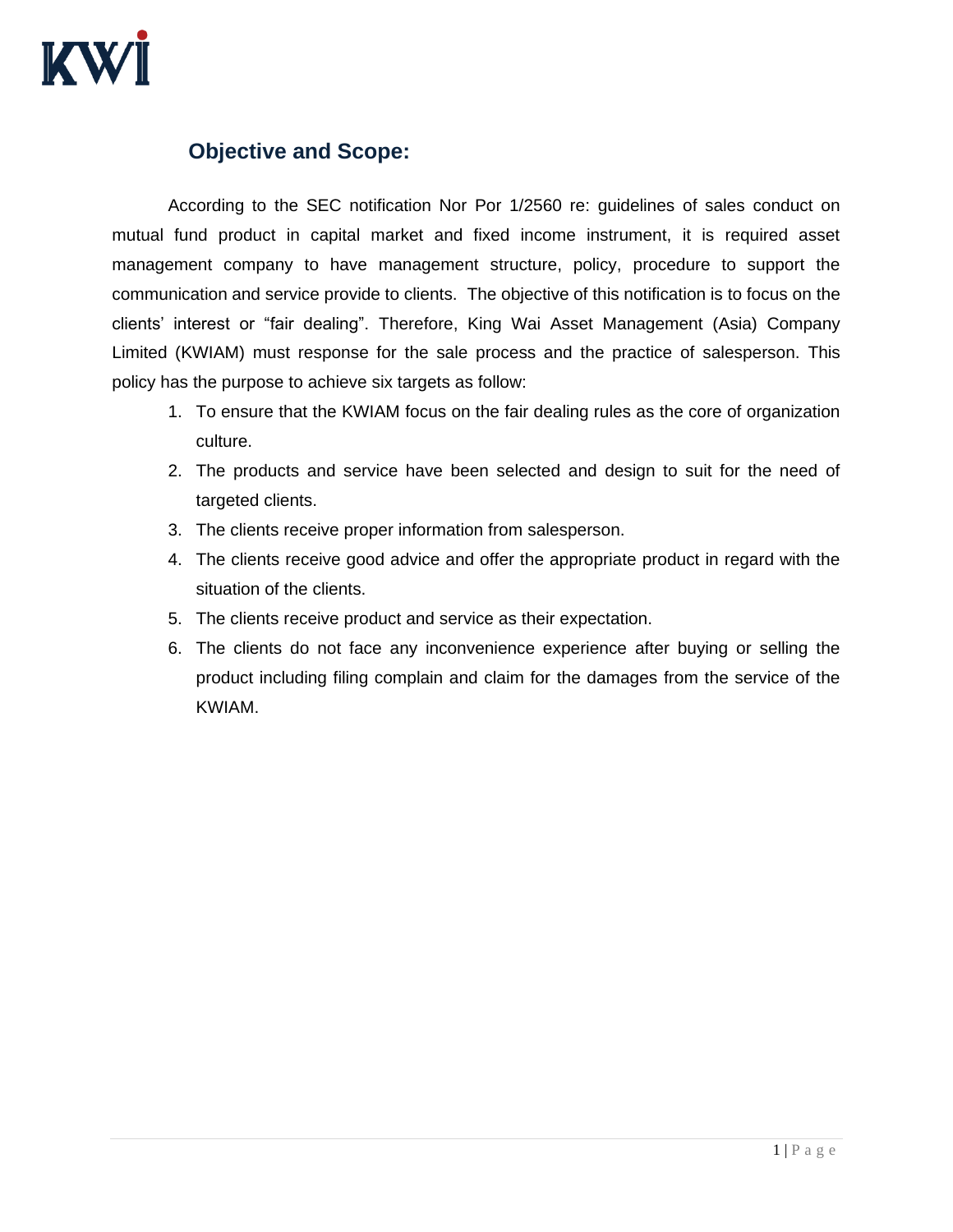## Objective and Scope:

According to the SEC notification Nor Por 1/2560 re: guidelines of sales conduct on mutual fund product in capital market and fixed income instrument, it is required asset management company to have management structure, policy, procedure to support the communication and service provide to clients. The objective of this notification is to focus on the clients' interest or "fair dealing". Therefore, King Wai Asset Management (Asia) Company Limited (KWIAM) must response for the sale process and the practice of salesperson. This policy has the purpose to achieve six targets as follow:

1. To ensure that the KWIAM focus on the fair dealing rules as the core of organization culture.
2. The products and service have been selected and design to suit for the need of targeted clients.
3. The clients receive proper information from salesperson.
4. The clients receive good advice and offer the appropriate product in regard with the situation of the clients.
5. The clients receive product and service as their expectation.
6. The clients do not face any inconvenience experience after buying or selling the product including filing complain and claim for the damages from the service of the KWIAM.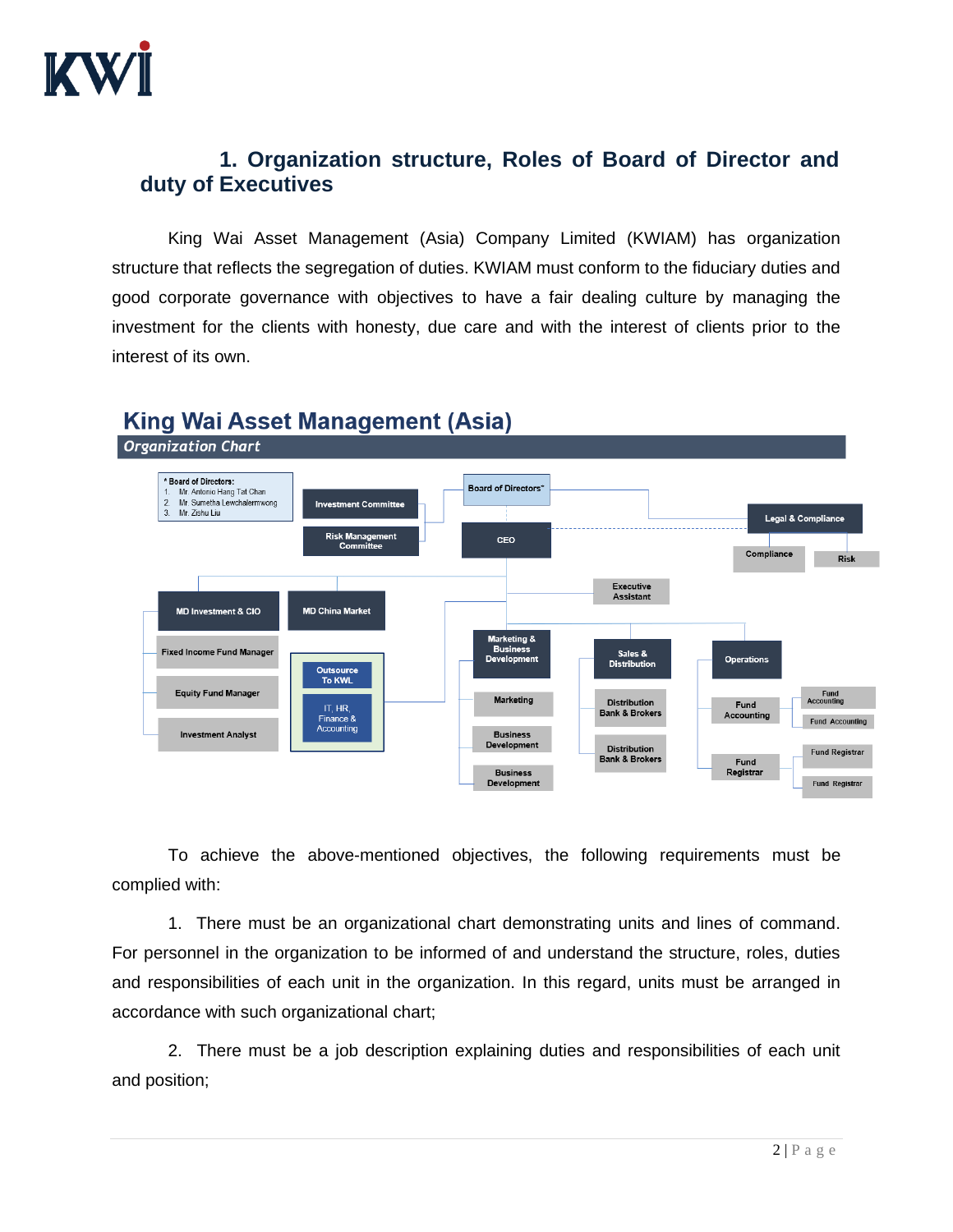## 1. Organization structure, Roles of Board of Director and duty of Executives

King Wai Asset Management (Asia) Company Limited (KWIAM) has organization structure that reflects the segregation of duties. KWIAM must conform to the fiduciary duties and good corporate governance with objectives to have a fair dealing culture by managing the investment for the clients with honesty, due care and with the interest of clients prior to the interest of its own.

**King Wai Asset Management (Asia)**

***Organization Chart***

\* Board of Directors:
1. Mr. Antonio Hang Tat Chan
2. Mr. Sumetha Lewchalermwong
3. Mr. Zishu Liu

- Board of Directors*
  - Investment Committee
  - Risk Management Committee
  - Legal & Compliance
    - Compliance
    - Risk
  - CEO
    - Executive Assistant
    - MD Investment & CIO
      - Fixed Income Fund Manager
      - Equity Fund Manager
      - Investment Analyst
    - MD China Market
    - Outsource To KWL
      - IT, HR, Finance & Accounting
    - Marketing & Business Development
      - Marketing
      - Business Development
      - Business Development
    - Sales & Distribution
      - Distribution Bank & Brokers
      - Distribution Bank & Brokers
    - Operations
      - Fund Accounting
        - Fund Accounting
        - Fund Accounting
      - Fund Registrar
        - Fund Registrar
        - Fund Registrar

To achieve the above-mentioned objectives, the following requirements must be complied with:

1. There must be an organizational chart demonstrating units and lines of command. For personnel in the organization to be informed of and understand the structure, roles, duties and responsibilities of each unit in the organization. In this regard, units must be arranged in accordance with such organizational chart;

2. There must be a job description explaining duties and responsibilities of each unit and position;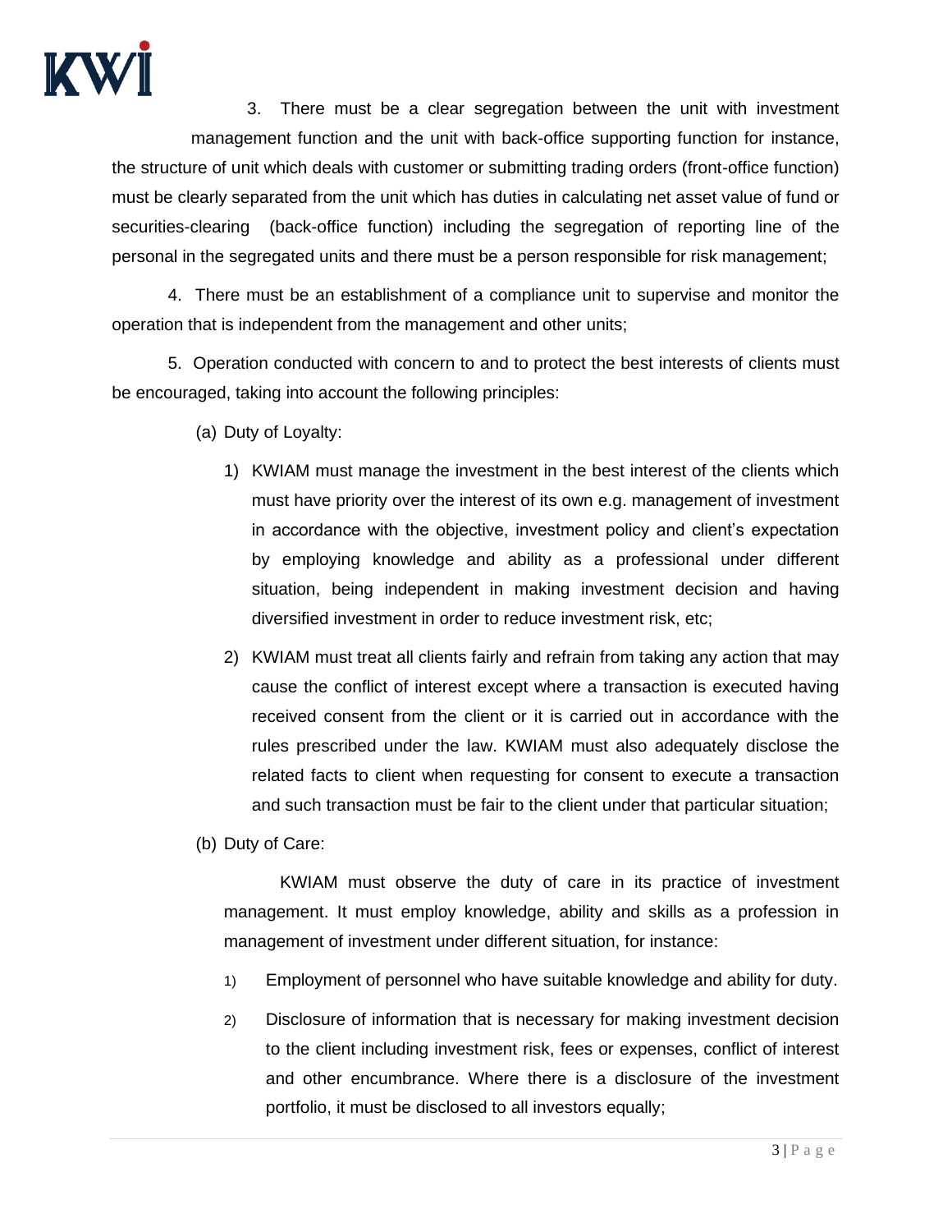3. There must be a clear segregation between the unit with investment management function and the unit with back-office supporting function for instance, the structure of unit which deals with customer or submitting trading orders (front-office function) must be clearly separated from the unit which has duties in calculating net asset value of fund or securities-clearing (back-office function) including the segregation of reporting line of the personal in the segregated units and there must be a person responsible for risk management;

4. There must be an establishment of a compliance unit to supervise and monitor the operation that is independent from the management and other units;

5. Operation conducted with concern to and to protect the best interests of clients must be encouraged, taking into account the following principles:

(a) Duty of Loyalty:

1) KWIAM must manage the investment in the best interest of the clients which must have priority over the interest of its own e.g. management of investment in accordance with the objective, investment policy and client's expectation by employing knowledge and ability as a professional under different situation, being independent in making investment decision and having diversified investment in order to reduce investment risk, etc;

2) KWIAM must treat all clients fairly and refrain from taking any action that may cause the conflict of interest except where a transaction is executed having received consent from the client or it is carried out in accordance with the rules prescribed under the law. KWIAM must also adequately disclose the related facts to client when requesting for consent to execute a transaction and such transaction must be fair to the client under that particular situation;

(b) Duty of Care:

KWIAM must observe the duty of care in its practice of investment management. It must employ knowledge, ability and skills as a profession in management of investment under different situation, for instance:

1) Employment of personnel who have suitable knowledge and ability for duty.

2) Disclosure of information that is necessary for making investment decision to the client including investment risk, fees or expenses, conflict of interest and other encumbrance. Where there is a disclosure of the investment portfolio, it must be disclosed to all investors equally;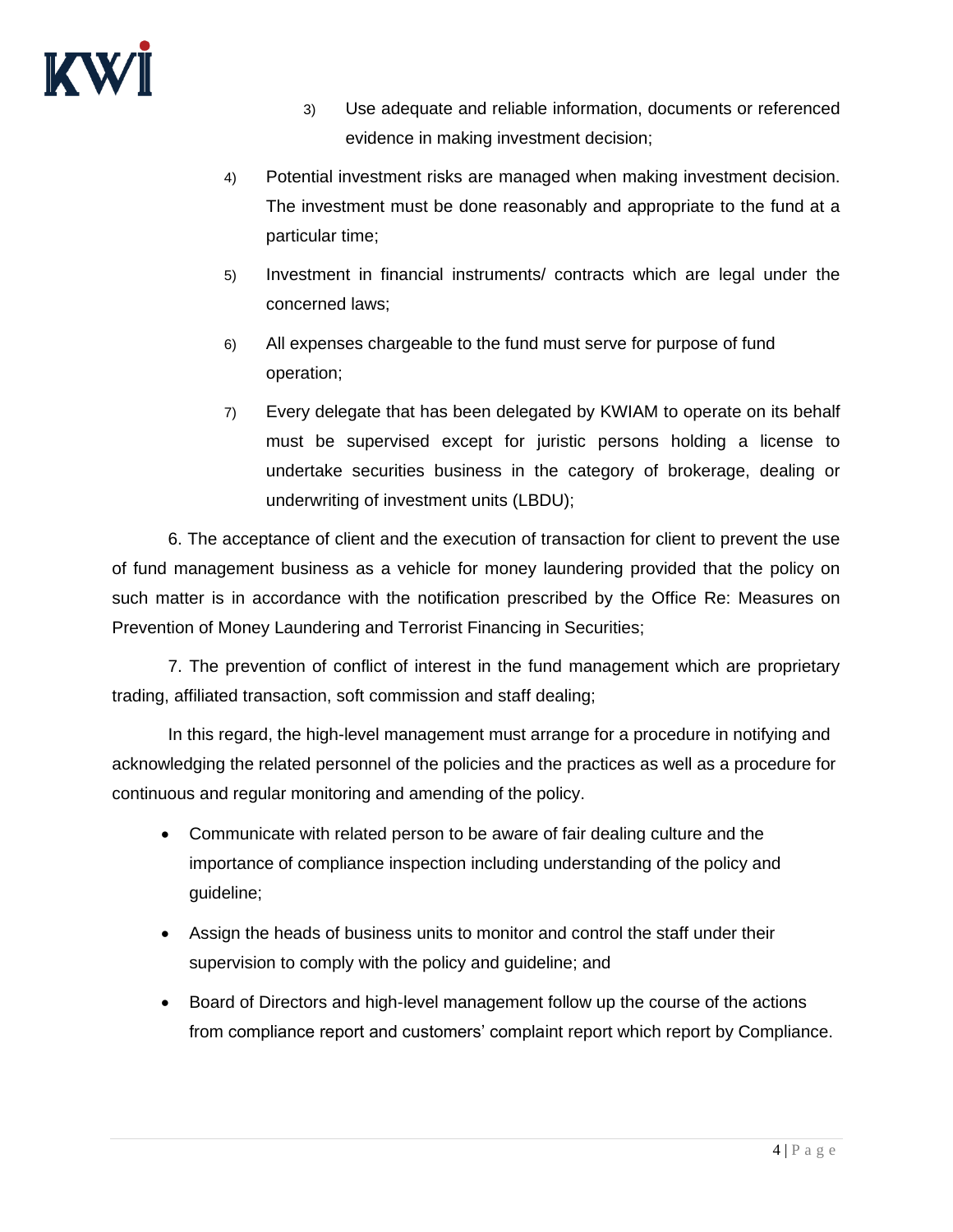3) Use adequate and reliable information, documents or referenced evidence in making investment decision;

4) Potential investment risks are managed when making investment decision. The investment must be done reasonably and appropriate to the fund at a particular time;

5) Investment in financial instruments/ contracts which are legal under the concerned laws;

6) All expenses chargeable to the fund must serve for purpose of fund operation;

7) Every delegate that has been delegated by KWIAM to operate on its behalf must be supervised except for juristic persons holding a license to undertake securities business in the category of brokerage, dealing or underwriting of investment units (LBDU);

6. The acceptance of client and the execution of transaction for client to prevent the use of fund management business as a vehicle for money laundering provided that the policy on such matter is in accordance with the notification prescribed by the Office Re: Measures on Prevention of Money Laundering and Terrorist Financing in Securities;

7. The prevention of conflict of interest in the fund management which are proprietary trading, affiliated transaction, soft commission and staff dealing;

In this regard, the high-level management must arrange for a procedure in notifying and acknowledging the related personnel of the policies and the practices as well as a procedure for continuous and regular monitoring and amending of the policy.

- Communicate with related person to be aware of fair dealing culture and the importance of compliance inspection including understanding of the policy and guideline;
- Assign the heads of business units to monitor and control the staff under their supervision to comply with the policy and guideline; and
- Board of Directors and high-level management follow up the course of the actions from compliance report and customers' complaint report which report by Compliance.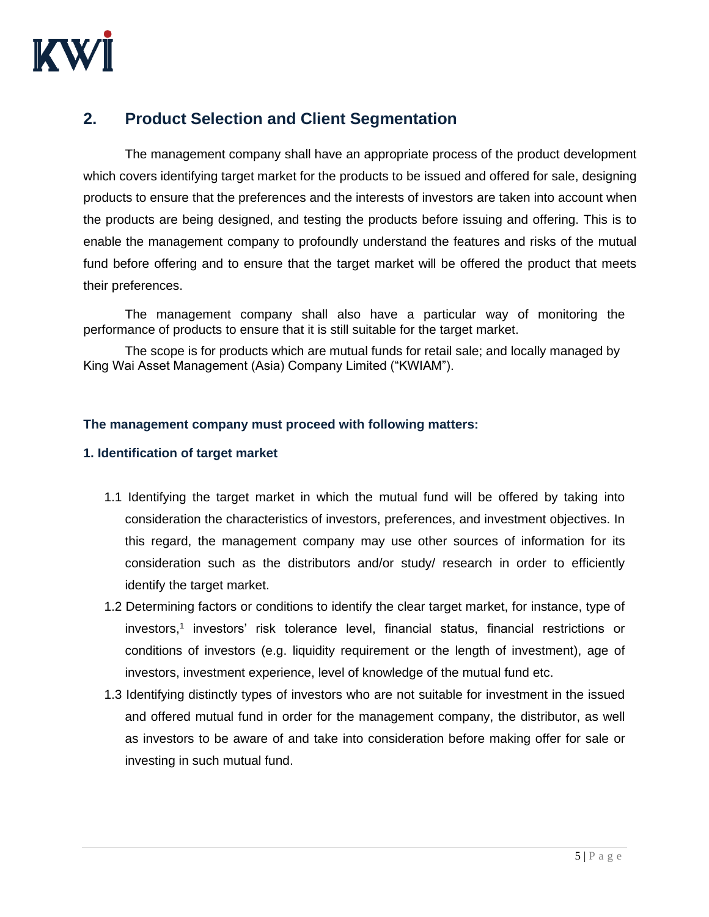## 2. Product Selection and Client Segmentation

The management company shall have an appropriate process of the product development which covers identifying target market for the products to be issued and offered for sale, designing products to ensure that the preferences and the interests of investors are taken into account when the products are being designed, and testing the products before issuing and offering. This is to enable the management company to profoundly understand the features and risks of the mutual fund before offering and to ensure that the target market will be offered the product that meets their preferences.

The management company shall also have a particular way of monitoring the performance of products to ensure that it is still suitable for the target market.

The scope is for products which are mutual funds for retail sale; and locally managed by King Wai Asset Management (Asia) Company Limited ("KWIAM").

**The management company must proceed with following matters:**

**1. Identification of target market**

1.1 Identifying the target market in which the mutual fund will be offered by taking into consideration the characteristics of investors, preferences, and investment objectives. In this regard, the management company may use other sources of information for its consideration such as the distributors and/or study/ research in order to efficiently identify the target market.

1.2 Determining factors or conditions to identify the clear target market, for instance, type of investors,[1] investors' risk tolerance level, financial status, financial restrictions or conditions of investors (e.g. liquidity requirement or the length of investment), age of investors, investment experience, level of knowledge of the mutual fund etc.

1.3 Identifying distinctly types of investors who are not suitable for investment in the issued and offered mutual fund in order for the management company, the distributor, as well as investors to be aware of and take into consideration before making offer for sale or investing in such mutual fund.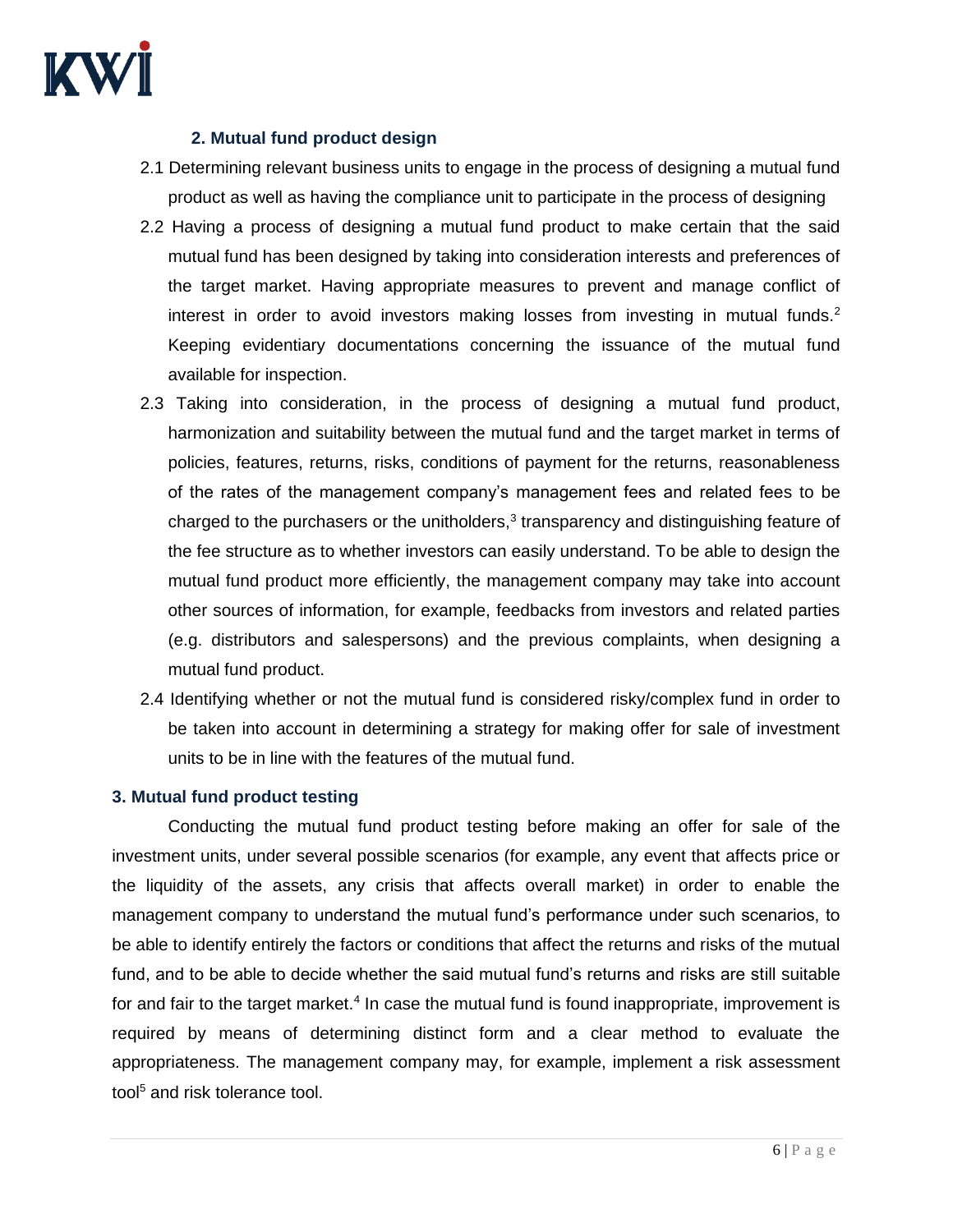### 2. Mutual fund product design

2.1 Determining relevant business units to engage in the process of designing a mutual fund product as well as having the compliance unit to participate in the process of designing

2.2 Having a process of designing a mutual fund product to make certain that the said mutual fund has been designed by taking into consideration interests and preferences of the target market. Having appropriate measures to prevent and manage conflict of interest in order to avoid investors making losses from investing in mutual funds.[2] Keeping evidentiary documentations concerning the issuance of the mutual fund available for inspection.

2.3 Taking into consideration, in the process of designing a mutual fund product, harmonization and suitability between the mutual fund and the target market in terms of policies, features, returns, risks, conditions of payment for the returns, reasonableness of the rates of the management company's management fees and related fees to be charged to the purchasers or the unitholders,[3] transparency and distinguishing feature of the fee structure as to whether investors can easily understand. To be able to design the mutual fund product more efficiently, the management company may take into account other sources of information, for example, feedbacks from investors and related parties (e.g. distributors and salespersons) and the previous complaints, when designing a mutual fund product.

2.4 Identifying whether or not the mutual fund is considered risky/complex fund in order to be taken into account in determining a strategy for making offer for sale of investment units to be in line with the features of the mutual fund.

### 3. Mutual fund product testing

Conducting the mutual fund product testing before making an offer for sale of the investment units, under several possible scenarios (for example, any event that affects price or the liquidity of the assets, any crisis that affects overall market) in order to enable the management company to understand the mutual fund's performance under such scenarios, to be able to identify entirely the factors or conditions that affect the returns and risks of the mutual fund, and to be able to decide whether the said mutual fund's returns and risks are still suitable for and fair to the target market.[4] In case the mutual fund is found inappropriate, improvement is required by means of determining distinct form and a clear method to evaluate the appropriateness. The management company may, for example, implement a risk assessment tool[5] and risk tolerance tool.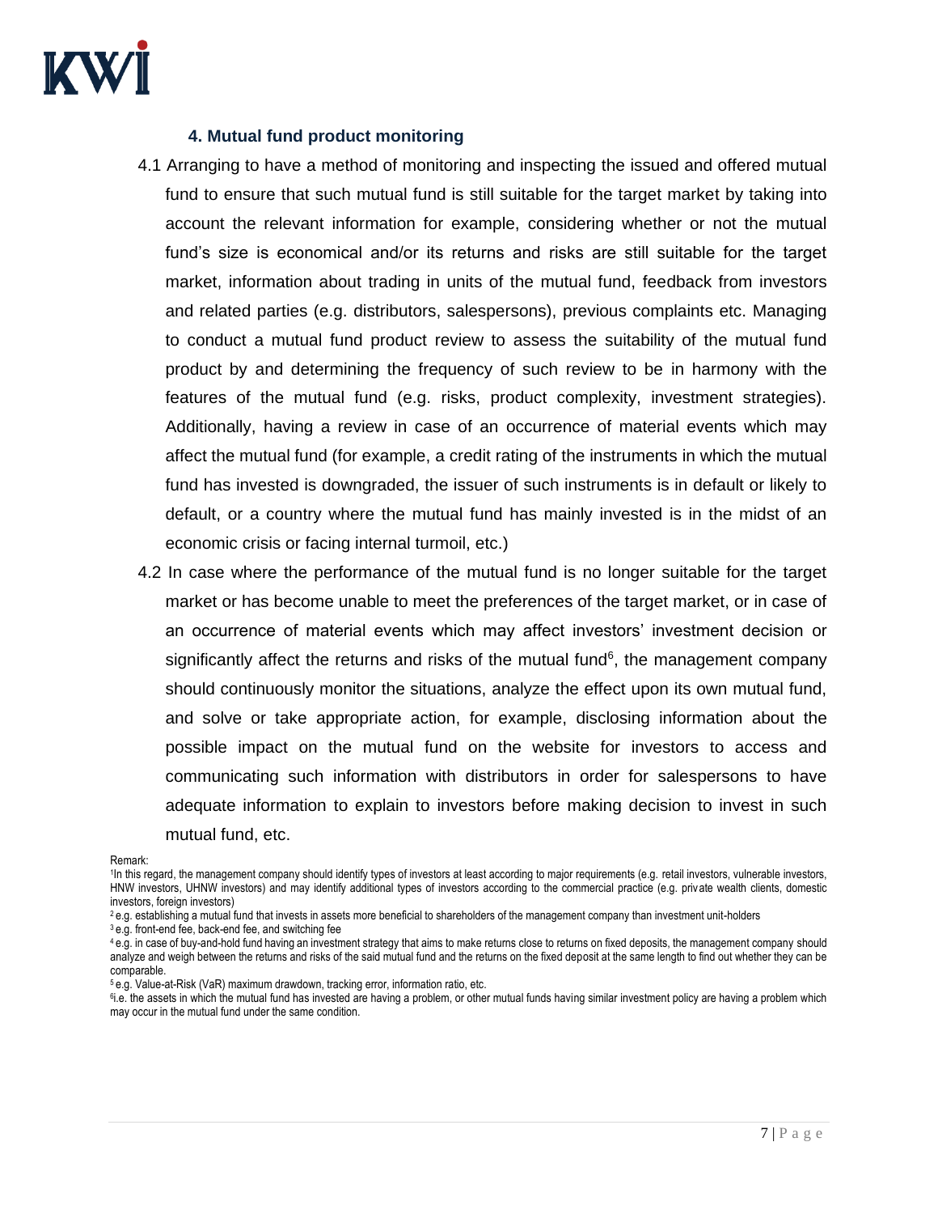### 4. Mutual fund product monitoring

4.1 Arranging to have a method of monitoring and inspecting the issued and offered mutual fund to ensure that such mutual fund is still suitable for the target market by taking into account the relevant information for example, considering whether or not the mutual fund's size is economical and/or its returns and risks are still suitable for the target market, information about trading in units of the mutual fund, feedback from investors and related parties (e.g. distributors, salespersons), previous complaints etc. Managing to conduct a mutual fund product review to assess the suitability of the mutual fund product by and determining the frequency of such review to be in harmony with the features of the mutual fund (e.g. risks, product complexity, investment strategies). Additionally, having a review in case of an occurrence of material events which may affect the mutual fund (for example, a credit rating of the instruments in which the mutual fund has invested is downgraded, the issuer of such instruments is in default or likely to default, or a country where the mutual fund has mainly invested is in the midst of an economic crisis or facing internal turmoil, etc.)

4.2 In case where the performance of the mutual fund is no longer suitable for the target market or has become unable to meet the preferences of the target market, or in case of an occurrence of material events which may affect investors' investment decision or significantly affect the returns and risks of the mutual fund[6], the management company should continuously monitor the situations, analyze the effect upon its own mutual fund, and solve or take appropriate action, for example, disclosing information about the possible impact on the mutual fund on the website for investors to access and communicating such information with distributors in order for salespersons to have adequate information to explain to investors before making decision to invest in such mutual fund, etc.

Remark:

[1] In this regard, the management company should identify types of investors at least according to major requirements (e.g. retail investors, vulnerable investors, HNW investors, UHNW investors) and may identify additional types of investors according to the commercial practice (e.g. private wealth clients, domestic investors, foreign investors)

[2] e.g. establishing a mutual fund that invests in assets more beneficial to shareholders of the management company than investment unit-holders

[3] e.g. front-end fee, back-end fee, and switching fee

[4] e.g. in case of buy-and-hold fund having an investment strategy that aims to make returns close to returns on fixed deposits, the management company should analyze and weigh between the returns and risks of the said mutual fund and the returns on the fixed deposit at the same length to find out whether they can be comparable.

[5] e.g. Value-at-Risk (VaR) maximum drawdown, tracking error, information ratio, etc.

[6] i.e. the assets in which the mutual fund has invested are having a problem, or other mutual funds having similar investment policy are having a problem which may occur in the mutual fund under the same condition.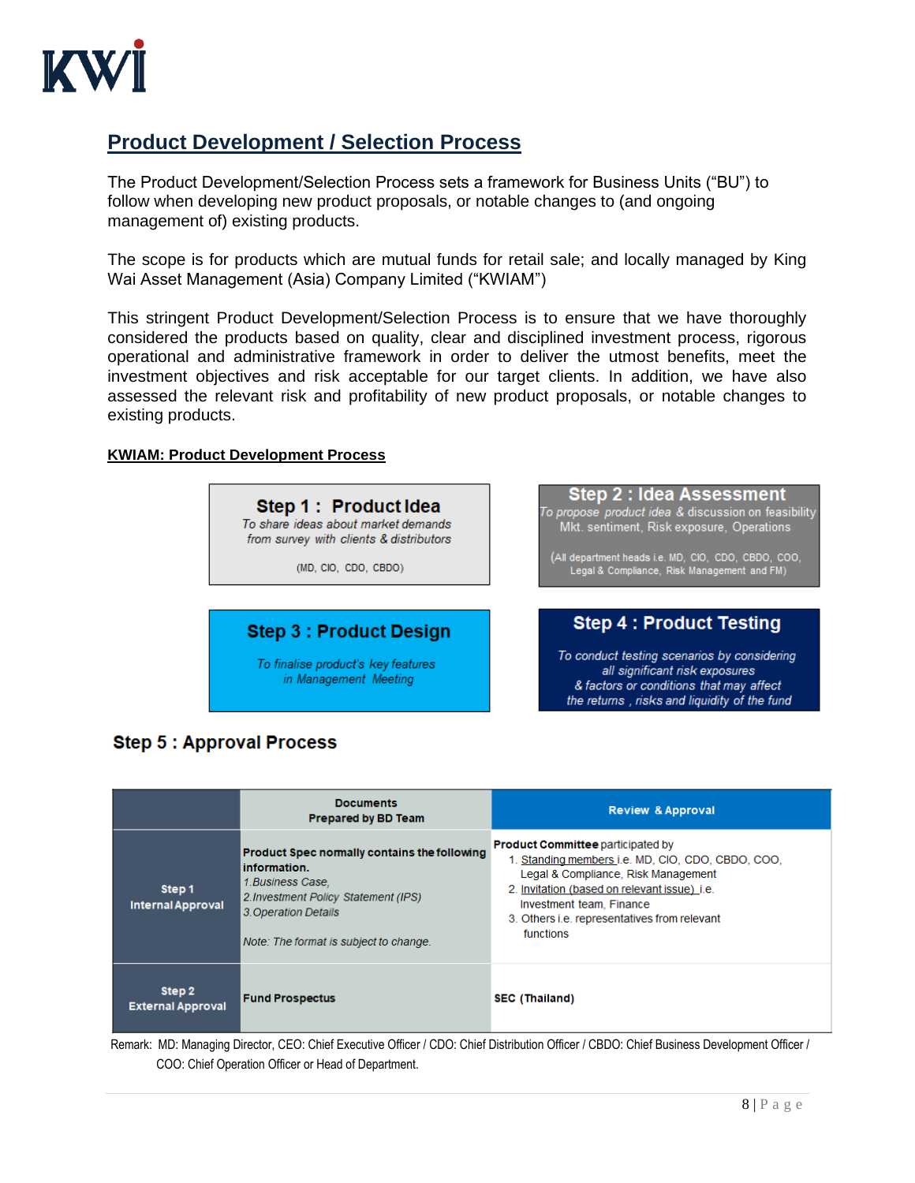# Product Development / Selection Process

The Product Development/Selection Process sets a framework for Business Units ("BU") to follow when developing new product proposals, or notable changes to (and ongoing management of) existing products.

The scope is for products which are mutual funds for retail sale; and locally managed by King Wai Asset Management (Asia) Company Limited ("KWIAM")

This stringent Product Development/Selection Process is to ensure that we have thoroughly considered the products based on quality, clear and disciplined investment process, rigorous operational and administrative framework in order to deliver the utmost benefits, meet the investment objectives and risk acceptable for our target clients. In addition, we have also assessed the relevant risk and profitability of new product proposals, or notable changes to existing products.

**KWIAM: Product Development Process**

**Step 1 : Product Idea**
*To share ideas about market demands from survey with clients & distributors*
(MD, CIO, CDO, CBDO)

**Step 2 : Idea Assessment**
*To propose product idea* & discussion on feasibility Mkt. sentiment, Risk exposure, Operations
(All department heads i.e. MD, CIO, CDO, CBDO, COO, Legal & Compliance, Risk Management and FM)

**Step 3 : Product Design**
*To finalise product's key features in Management Meeting*

**Step 4 : Product Testing**
*To conduct testing scenarios by considering all significant risk exposures & factors or conditions that may affect the returns , risks and liquidity of the fund*

## Step 5 : Approval Process

| | Documents Prepared by BD Team | Review & Approval |
|---|---|---|
| **Step 1 Internal Approval** | **Product Spec normally contains the following information.**<br>*1.Business Case,*<br>*2.Investment Policy Statement (IPS)*<br>*3.Operation Details*<br><br>*Note: The format is subject to change.* | **Product Committee** participated by<br>1. Standing members i.e. MD, CIO, CDO, CBDO, COO, Legal & Compliance, Risk Management<br>2. Invitation (based on relevant issue) i.e. Investment team, Finance<br>3. Others i.e. representatives from relevant functions |
| **Step 2 External Approval** | **Fund Prospectus** | **SEC (Thailand)** |

Remark: MD: Managing Director, CEO: Chief Executive Officer / CDO: Chief Distribution Officer / CBDO: Chief Business Development Officer / COO: Chief Operation Officer or Head of Department.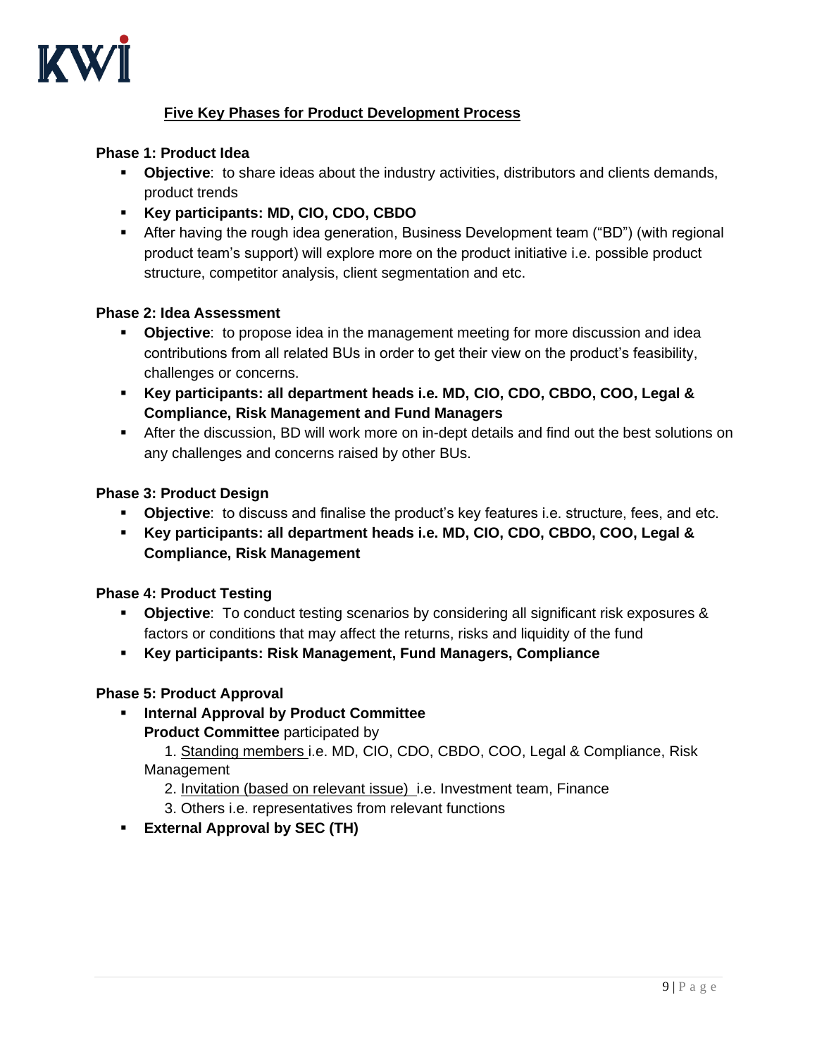## Five Key Phases for Product Development Process

**Phase 1: Product Idea**

- **Objective**: to share ideas about the industry activities, distributors and clients demands, product trends
- **Key participants: MD, CIO, CDO, CBDO**
- After having the rough idea generation, Business Development team ("BD") (with regional product team's support) will explore more on the product initiative i.e. possible product structure, competitor analysis, client segmentation and etc.

**Phase 2: Idea Assessment**

- **Objective**: to propose idea in the management meeting for more discussion and idea contributions from all related BUs in order to get their view on the product's feasibility, challenges or concerns.
- **Key participants: all department heads i.e. MD, CIO, CDO, CBDO, COO, Legal & Compliance, Risk Management and Fund Managers**
- After the discussion, BD will work more on in-dept details and find out the best solutions on any challenges and concerns raised by other BUs.

**Phase 3: Product Design**

- **Objective**: to discuss and finalise the product's key features i.e. structure, fees, and etc.
- **Key participants: all department heads i.e. MD, CIO, CDO, CBDO, COO, Legal & Compliance, Risk Management**

**Phase 4: Product Testing**

- **Objective**: To conduct testing scenarios by considering all significant risk exposures & factors or conditions that may affect the returns, risks and liquidity of the fund
- **Key participants: Risk Management, Fund Managers, Compliance**

**Phase 5: Product Approval**

- **Internal Approval by Product Committee**
  **Product Committee** participated by
  1. Standing members i.e. MD, CIO, CDO, CBDO, COO, Legal & Compliance, Risk Management
  2. Invitation (based on relevant issue) i.e. Investment team, Finance
  3. Others i.e. representatives from relevant functions
- **External Approval by SEC (TH)**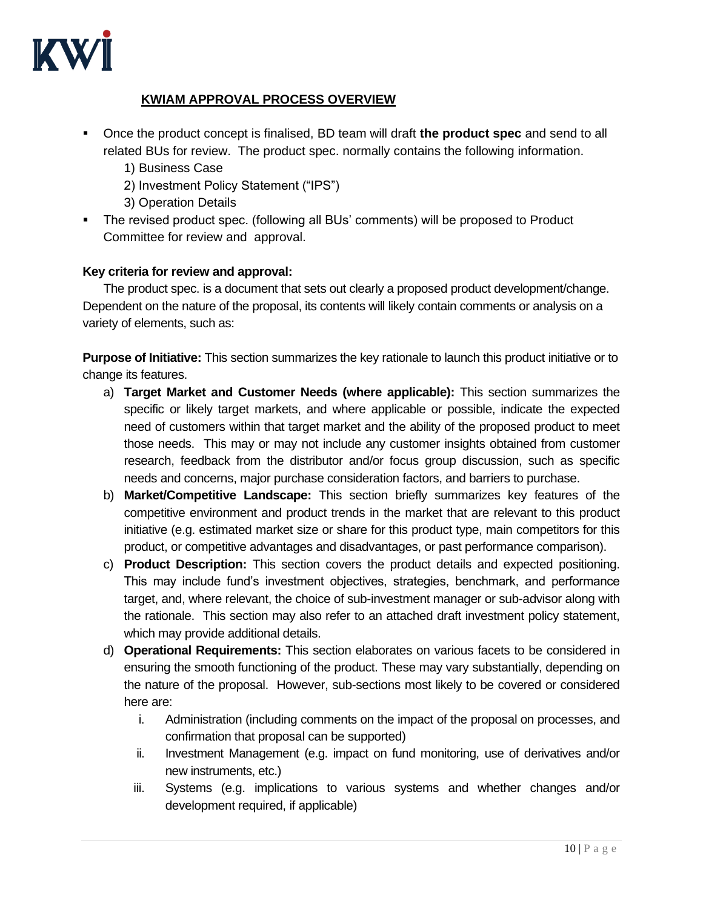## KWIAM APPROVAL PROCESS OVERVIEW

- Once the product concept is finalised, BD team will draft **the product spec** and send to all related BUs for review. The product spec. normally contains the following information.
  1) Business Case
  2) Investment Policy Statement ("IPS")
  3) Operation Details
- The revised product spec. (following all BUs' comments) will be proposed to Product Committee for review and approval.

**Key criteria for review and approval:**

The product spec. is a document that sets out clearly a proposed product development/change. Dependent on the nature of the proposal, its contents will likely contain comments or analysis on a variety of elements, such as:

**Purpose of Initiative:** This section summarizes the key rationale to launch this product initiative or to change its features.

a) **Target Market and Customer Needs (where applicable):** This section summarizes the specific or likely target markets, and where applicable or possible, indicate the expected need of customers within that target market and the ability of the proposed product to meet those needs. This may or may not include any customer insights obtained from customer research, feedback from the distributor and/or focus group discussion, such as specific needs and concerns, major purchase consideration factors, and barriers to purchase.

b) **Market/Competitive Landscape:** This section briefly summarizes key features of the competitive environment and product trends in the market that are relevant to this product initiative (e.g. estimated market size or share for this product type, main competitors for this product, or competitive advantages and disadvantages, or past performance comparison).

c) **Product Description:** This section covers the product details and expected positioning. This may include fund's investment objectives, strategies, benchmark, and performance target, and, where relevant, the choice of sub-investment manager or sub-advisor along with the rationale. This section may also refer to an attached draft investment policy statement, which may provide additional details.

d) **Operational Requirements:** This section elaborates on various facets to be considered in ensuring the smooth functioning of the product. These may vary substantially, depending on the nature of the proposal. However, sub-sections most likely to be covered or considered here are:

   i. Administration (including comments on the impact of the proposal on processes, and confirmation that proposal can be supported)

   ii. Investment Management (e.g. impact on fund monitoring, use of derivatives and/or new instruments, etc.)

   iii. Systems (e.g. implications to various systems and whether changes and/or development required, if applicable)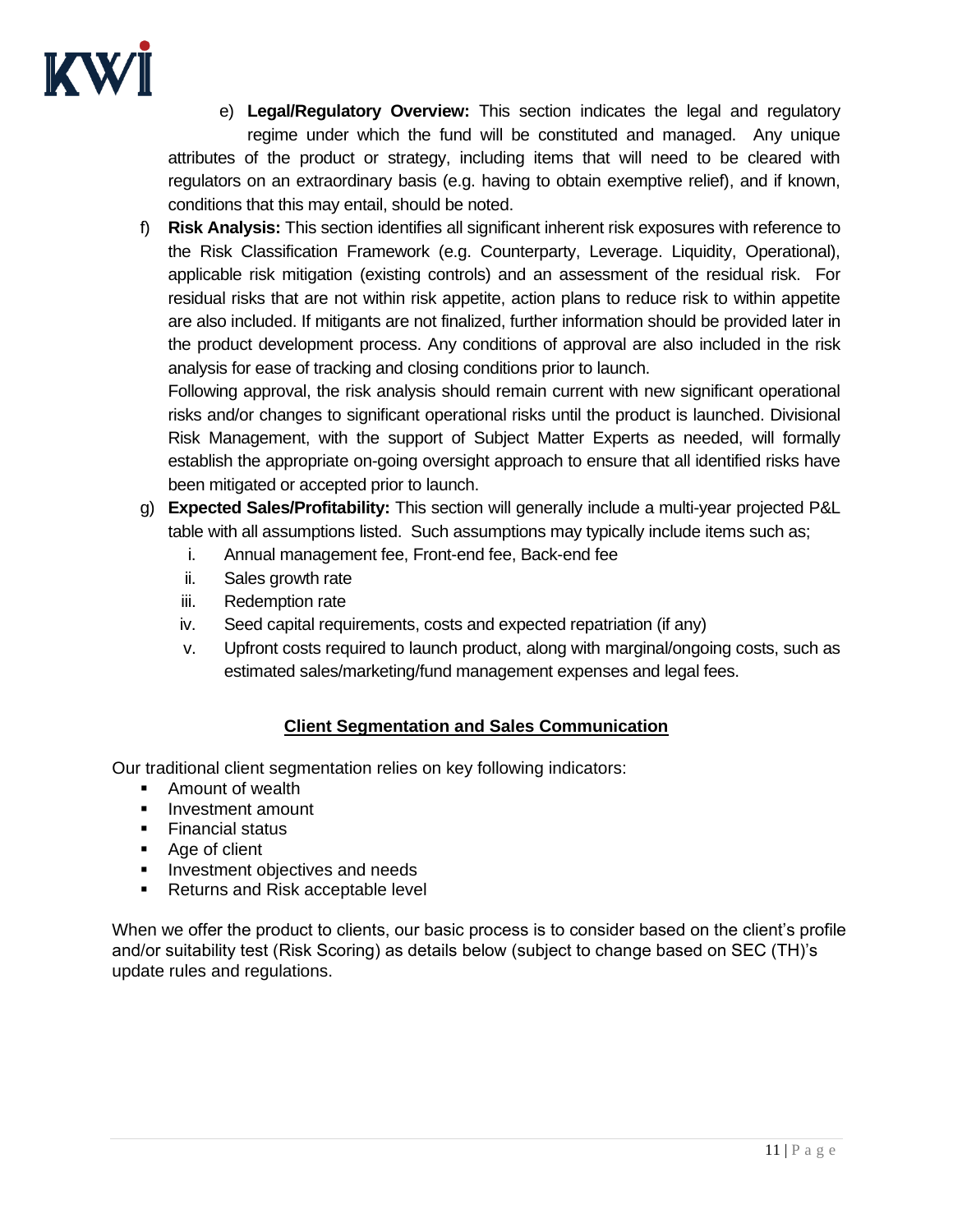e) **Legal/Regulatory Overview:** This section indicates the legal and regulatory regime under which the fund will be constituted and managed. Any unique attributes of the product or strategy, including items that will need to be cleared with regulators on an extraordinary basis (e.g. having to obtain exemptive relief), and if known, conditions that this may entail, should be noted.

f) **Risk Analysis:** This section identifies all significant inherent risk exposures with reference to the Risk Classification Framework (e.g. Counterparty, Leverage. Liquidity, Operational), applicable risk mitigation (existing controls) and an assessment of the residual risk. For residual risks that are not within risk appetite, action plans to reduce risk to within appetite are also included. If mitigants are not finalized, further information should be provided later in the product development process. Any conditions of approval are also included in the risk analysis for ease of tracking and closing conditions prior to launch.

   Following approval, the risk analysis should remain current with new significant operational risks and/or changes to significant operational risks until the product is launched. Divisional Risk Management, with the support of Subject Matter Experts as needed, will formally establish the appropriate on-going oversight approach to ensure that all identified risks have been mitigated or accepted prior to launch.

g) **Expected Sales/Profitability:** This section will generally include a multi-year projected P&L table with all assumptions listed. Such assumptions may typically include items such as;

   i. Annual management fee, Front-end fee, Back-end fee
   ii. Sales growth rate
   iii. Redemption rate
   iv. Seed capital requirements, costs and expected repatriation (if any)
   v. Upfront costs required to launch product, along with marginal/ongoing costs, such as estimated sales/marketing/fund management expenses and legal fees.

## Client Segmentation and Sales Communication

Our traditional client segmentation relies on key following indicators:

- Amount of wealth
- Investment amount
- Financial status
- Age of client
- Investment objectives and needs
- Returns and Risk acceptable level

When we offer the product to clients, our basic process is to consider based on the client's profile and/or suitability test (Risk Scoring) as details below (subject to change based on SEC (TH)'s update rules and regulations.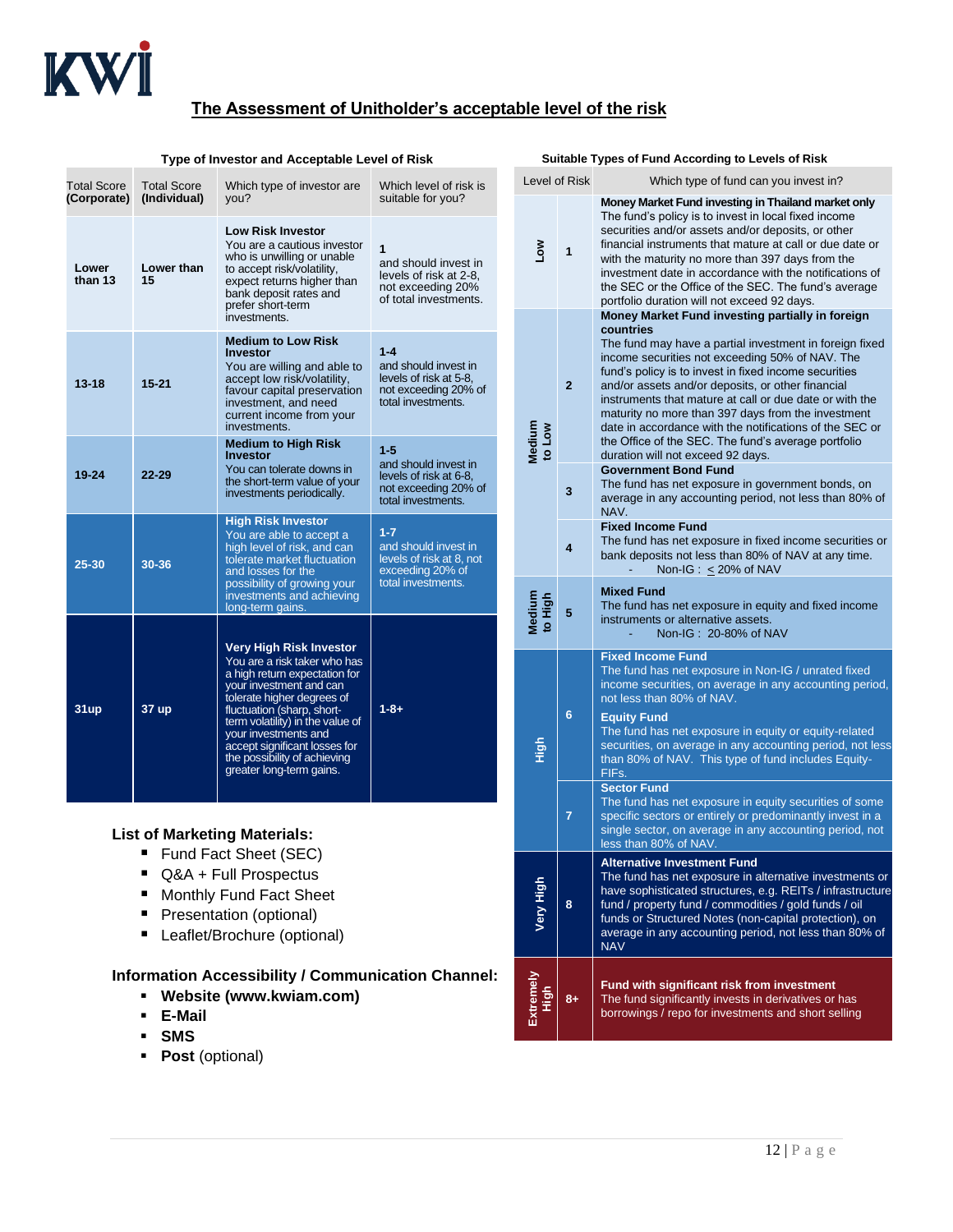# The Assessment of Unitholder's acceptable level of the risk

**Type of Investor and Acceptable Level of Risk**

| Total Score (Corporate) | Total Score (Individual) | Which type of investor are you? | Which level of risk is suitable for you? |
|---|---|---|---|
| **Lower than 13** | **Lower than 15** | **Low Risk Investor** You are a cautious investor who is unwilling or unable to accept risk/volatility, expect returns higher than bank deposit rates and prefer short-term investments. | **1** and should invest in levels of risk at 2-8, not exceeding 20% of total investments. |
| **13-18** | **15-21** | **Medium to Low Risk Investor** You are willing and able to accept low risk/volatility, favour capital preservation investment, and need current income from your investments. | **1-4** and should invest in levels of risk at 5-8, not exceeding 20% of total investments. |
| **19-24** | **22-29** | **Medium to High Risk Investor** You can tolerate downs in the short-term value of your investments periodically. | **1-5** and should invest in levels of risk at 6-8, not exceeding 20% of total investments. |
| **25-30** | **30-36** | **High Risk Investor** You are able to accept a high level of risk, and can tolerate market fluctuation and losses for the possibility of growing your investments and achieving long-term gains. | **1-7** and should invest in levels of risk at 8, not exceeding 20% of total investments. |
| **31up** | **37 up** | **Very High Risk Investor** You are a risk taker who has a high return expectation for your investment and can tolerate higher degrees of fluctuation (sharp, short-term volatility) in the value of your investments and accept significant losses for the possibility of achieving greater long-term gains. | **1-8+** |

**Suitable Types of Fund According to Levels of Risk**

| Level of Risk | | Which type of fund can you invest in? |
|---|---|---|
| **Low** | **1** | **Money Market Fund investing in Thailand market only** The fund's policy is to invest in local fixed income securities and/or assets and/or deposits, or other financial instruments that mature at call or due date or with the maturity no more than 397 days from the investment date in accordance with the notifications of the SEC or the Office of the SEC. The fund's average portfolio duration will not exceed 92 days. |
| **Medium to Low** | **2** | **Money Market Fund investing partially in foreign countries** The fund may have a partial investment in foreign fixed income securities not exceeding 50% of NAV. The fund's policy is to invest in fixed income securities and/or assets and/or deposits, or other financial instruments that mature at call or due date or with the maturity no more than 397 days from the investment date in accordance with the notifications of the SEC or the Office of the SEC. The fund's average portfolio duration will not exceed 92 days. |
| | **3** | **Government Bond Fund** The fund has net exposure in government bonds, on average in any accounting period, not less than 80% of NAV. |
| | **4** | **Fixed Income Fund** The fund has net exposure in fixed income securities or bank deposits not less than 80% of NAV at any time. - Non-IG : ≤ 20% of NAV |
| **Medium to High** | **5** | **Mixed Fund** The fund has net exposure in equity and fixed income instruments or alternative assets. - Non-IG : 20-80% of NAV |
| **High** | **6** | **Fixed Income Fund** The fund has net exposure in Non-IG / unrated fixed income securities, on average in any accounting period, not less than 80% of NAV. **Equity Fund** The fund has net exposure in equity or equity-related securities, on average in any accounting period, not less than 80% of NAV. This type of fund includes Equity-FIFs. |
| | **7** | **Sector Fund** The fund has net exposure in equity securities of some specific sectors or entirely or predominantly invest in a single sector, on average in any accounting period, not less than 80% of NAV. |
| **Very High** | **8** | **Alternative Investment Fund** The fund has net exposure in alternative investments or have sophisticated structures, e.g. REITs / infrastructure fund / property fund / commodities / gold funds / oil funds or Structured Notes (non-capital protection), on average in any accounting period, not less than 80% of NAV |
| **Extremely High** | **8+** | **Fund with significant risk from investment** The fund significantly invests in derivatives or has borrowings / repo for investments and short selling |

### List of Marketing Materials:

- Fund Fact Sheet (SEC)
- Q&A + Full Prospectus
- Monthly Fund Fact Sheet
- Presentation (optional)
- Leaflet/Brochure (optional)

### Information Accessibility / Communication Channel:

- **Website (www.kwiam.com)**
- **E-Mail**
- **SMS**
- **Post** (optional)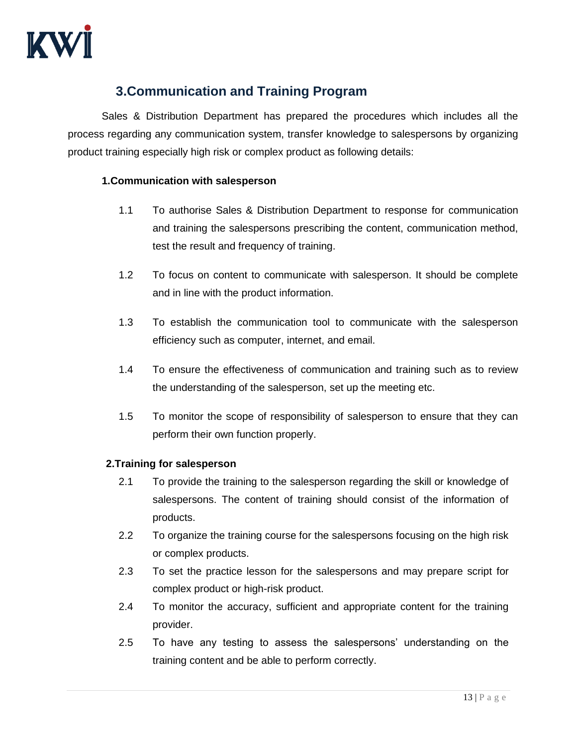## 3.Communication and Training Program

Sales & Distribution Department has prepared the procedures which includes all the process regarding any communication system, transfer knowledge to salespersons by organizing product training especially high risk or complex product as following details:

**1.Communication with salesperson**

1.1 To authorise Sales & Distribution Department to response for communication and training the salespersons prescribing the content, communication method, test the result and frequency of training.

1.2 To focus on content to communicate with salesperson. It should be complete and in line with the product information.

1.3 To establish the communication tool to communicate with the salesperson efficiency such as computer, internet, and email.

1.4 To ensure the effectiveness of communication and training such as to review the understanding of the salesperson, set up the meeting etc.

1.5 To monitor the scope of responsibility of salesperson to ensure that they can perform their own function properly.

**2.Training for salesperson**

2.1 To provide the training to the salesperson regarding the skill or knowledge of salespersons. The content of training should consist of the information of products.

2.2 To organize the training course for the salespersons focusing on the high risk or complex products.

2.3 To set the practice lesson for the salespersons and may prepare script for complex product or high-risk product.

2.4 To monitor the accuracy, sufficient and appropriate content for the training provider.

2.5 To have any testing to assess the salespersons' understanding on the training content and be able to perform correctly.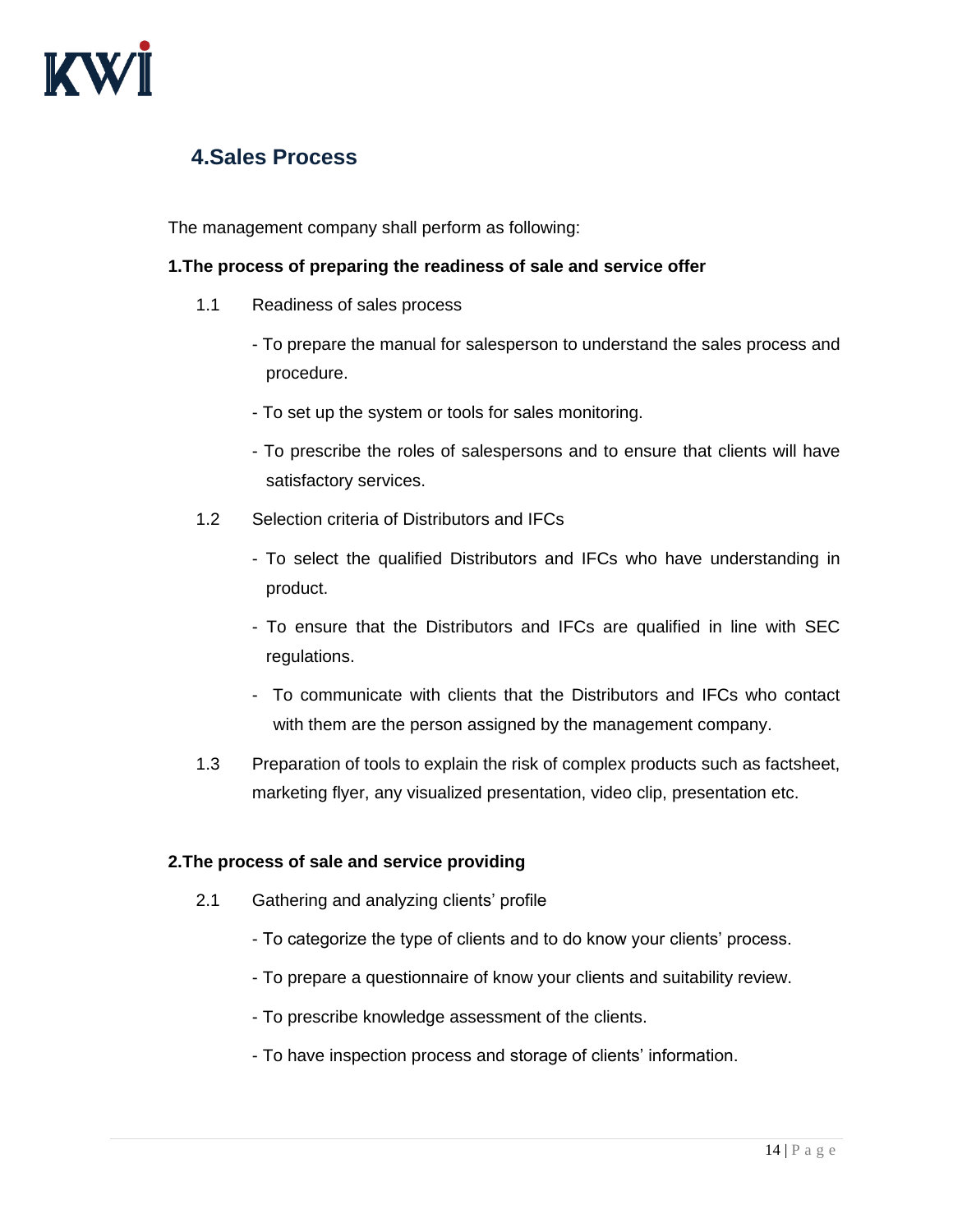## 4.Sales Process

The management company shall perform as following:

**1.The process of preparing the readiness of sale and service offer**

1.1 Readiness of sales process

- To prepare the manual for salesperson to understand the sales process and procedure.
- To set up the system or tools for sales monitoring.
- To prescribe the roles of salespersons and to ensure that clients will have satisfactory services.

1.2 Selection criteria of Distributors and IFCs

- To select the qualified Distributors and IFCs who have understanding in product.
- To ensure that the Distributors and IFCs are qualified in line with SEC regulations.
- To communicate with clients that the Distributors and IFCs who contact with them are the person assigned by the management company.

1.3 Preparation of tools to explain the risk of complex products such as factsheet, marketing flyer, any visualized presentation, video clip, presentation etc.

**2.The process of sale and service providing**

2.1 Gathering and analyzing clients' profile

- To categorize the type of clients and to do know your clients' process.
- To prepare a questionnaire of know your clients and suitability review.
- To prescribe knowledge assessment of the clients.
- To have inspection process and storage of clients' information.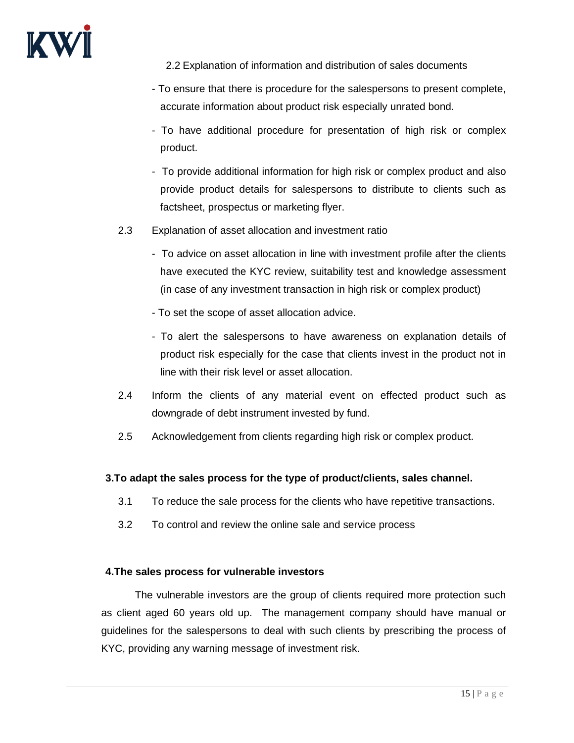2.2 Explanation of information and distribution of sales documents

- To ensure that there is procedure for the salespersons to present complete, accurate information about product risk especially unrated bond.
- To have additional procedure for presentation of high risk or complex product.
- To provide additional information for high risk or complex product and also provide product details for salespersons to distribute to clients such as factsheet, prospectus or marketing flyer.

2.3 Explanation of asset allocation and investment ratio

- To advice on asset allocation in line with investment profile after the clients have executed the KYC review, suitability test and knowledge assessment (in case of any investment transaction in high risk or complex product)
- To set the scope of asset allocation advice.
- To alert the salespersons to have awareness on explanation details of product risk especially for the case that clients invest in the product not in line with their risk level or asset allocation.

2.4 Inform the clients of any material event on effected product such as downgrade of debt instrument invested by fund.

2.5 Acknowledgement from clients regarding high risk or complex product.

**3.To adapt the sales process for the type of product/clients, sales channel.**

3.1 To reduce the sale process for the clients who have repetitive transactions.

3.2 To control and review the online sale and service process

**4.The sales process for vulnerable investors**

The vulnerable investors are the group of clients required more protection such as client aged 60 years old up. The management company should have manual or guidelines for the salespersons to deal with such clients by prescribing the process of KYC, providing any warning message of investment risk.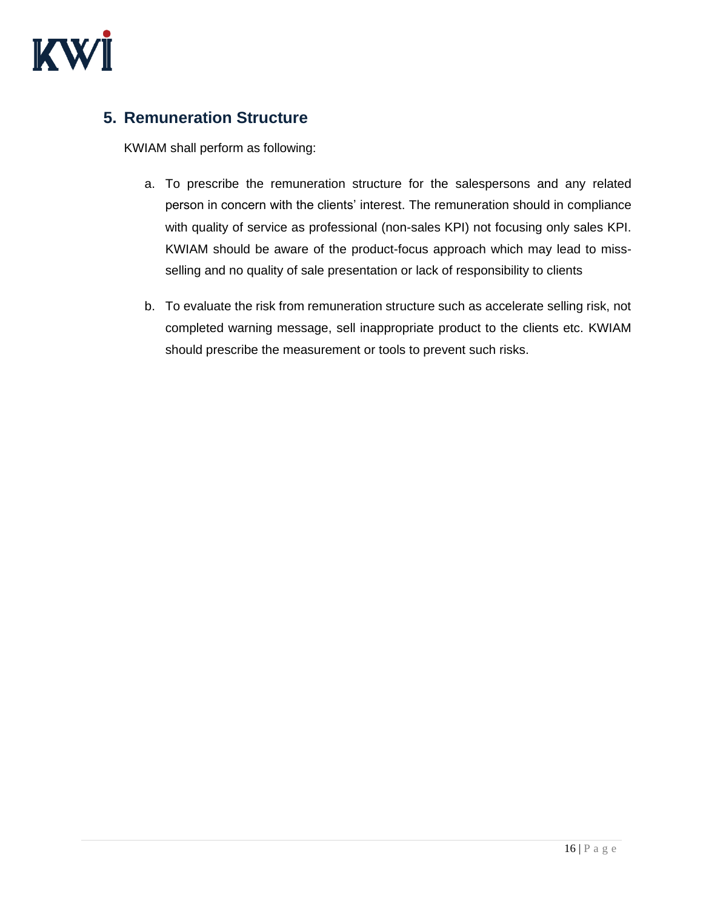## 5. Remuneration Structure

KWIAM shall perform as following:

a. To prescribe the remuneration structure for the salespersons and any related person in concern with the clients' interest. The remuneration should in compliance with quality of service as professional (non-sales KPI) not focusing only sales KPI. KWIAM should be aware of the product-focus approach which may lead to miss-selling and no quality of sale presentation or lack of responsibility to clients

b. To evaluate the risk from remuneration structure such as accelerate selling risk, not completed warning message, sell inappropriate product to the clients etc. KWIAM should prescribe the measurement or tools to prevent such risks.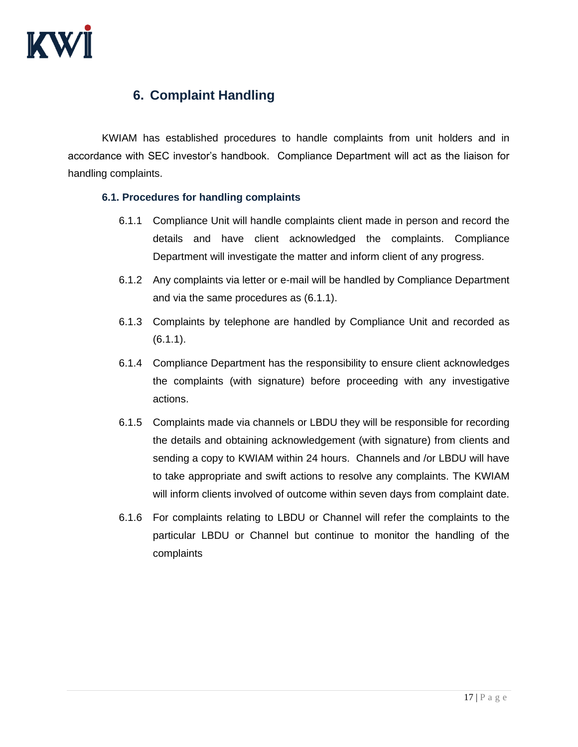## 6. Complaint Handling

KWIAM has established procedures to handle complaints from unit holders and in accordance with SEC investor's handbook. Compliance Department will act as the liaison for handling complaints.

### 6.1. Procedures for handling complaints

6.1.1 Compliance Unit will handle complaints client made in person and record the details and have client acknowledged the complaints. Compliance Department will investigate the matter and inform client of any progress.

6.1.2 Any complaints via letter or e-mail will be handled by Compliance Department and via the same procedures as (6.1.1).

6.1.3 Complaints by telephone are handled by Compliance Unit and recorded as (6.1.1).

6.1.4 Compliance Department has the responsibility to ensure client acknowledges the complaints (with signature) before proceeding with any investigative actions.

6.1.5 Complaints made via channels or LBDU they will be responsible for recording the details and obtaining acknowledgement (with signature) from clients and sending a copy to KWIAM within 24 hours. Channels and /or LBDU will have to take appropriate and swift actions to resolve any complaints. The KWIAM will inform clients involved of outcome within seven days from complaint date.

6.1.6 For complaints relating to LBDU or Channel will refer the complaints to the particular LBDU or Channel but continue to monitor the handling of the complaints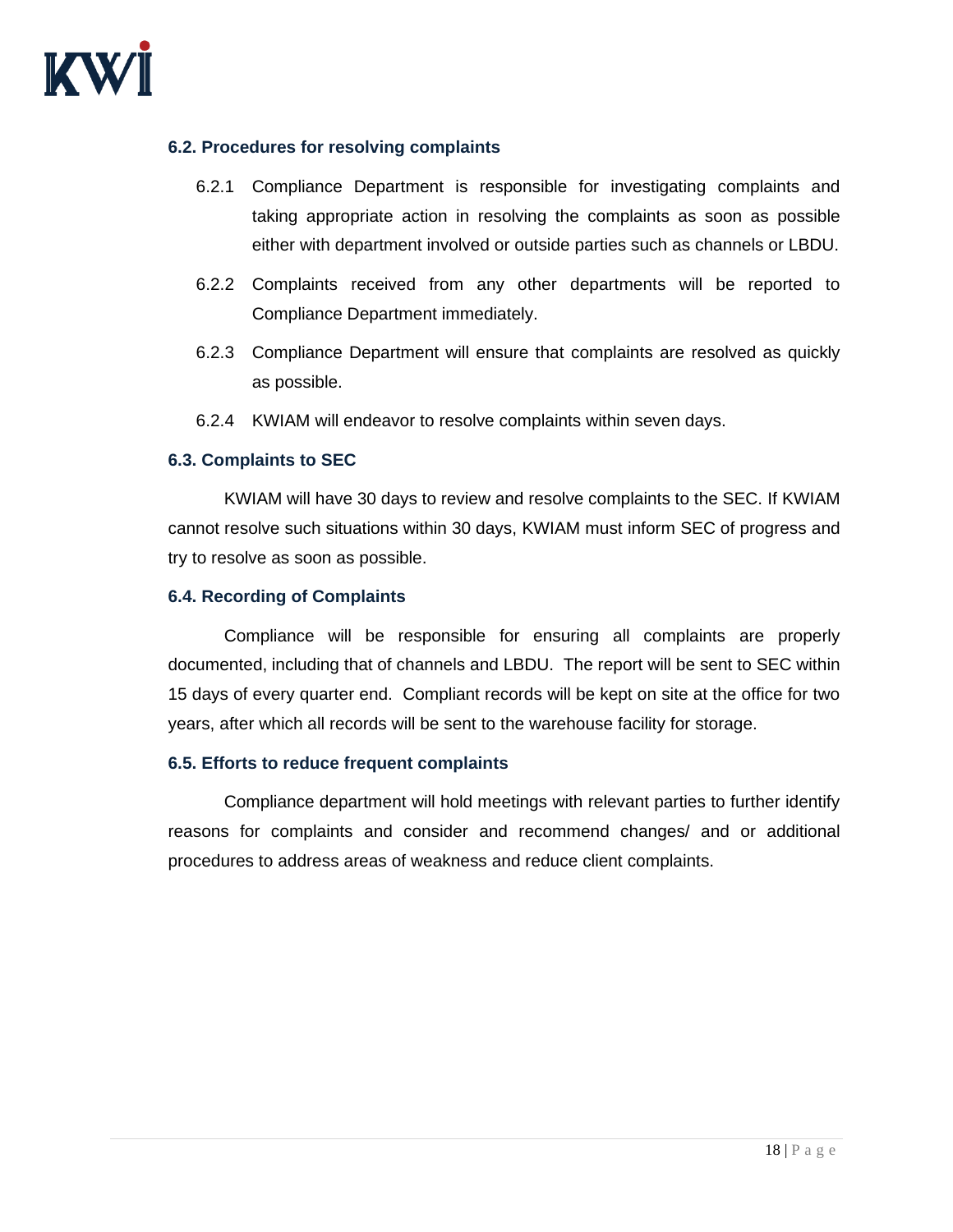### 6.2. Procedures for resolving complaints

6.2.1 Compliance Department is responsible for investigating complaints and taking appropriate action in resolving the complaints as soon as possible either with department involved or outside parties such as channels or LBDU.

6.2.2 Complaints received from any other departments will be reported to Compliance Department immediately.

6.2.3 Compliance Department will ensure that complaints are resolved as quickly as possible.

6.2.4 KWIAM will endeavor to resolve complaints within seven days.

### 6.3. Complaints to SEC

KWIAM will have 30 days to review and resolve complaints to the SEC. If KWIAM cannot resolve such situations within 30 days, KWIAM must inform SEC of progress and try to resolve as soon as possible.

### 6.4. Recording of Complaints

Compliance will be responsible for ensuring all complaints are properly documented, including that of channels and LBDU. The report will be sent to SEC within 15 days of every quarter end. Compliant records will be kept on site at the office for two years, after which all records will be sent to the warehouse facility for storage.

### 6.5. Efforts to reduce frequent complaints

Compliance department will hold meetings with relevant parties to further identify reasons for complaints and consider and recommend changes/ and or additional procedures to address areas of weakness and reduce client complaints.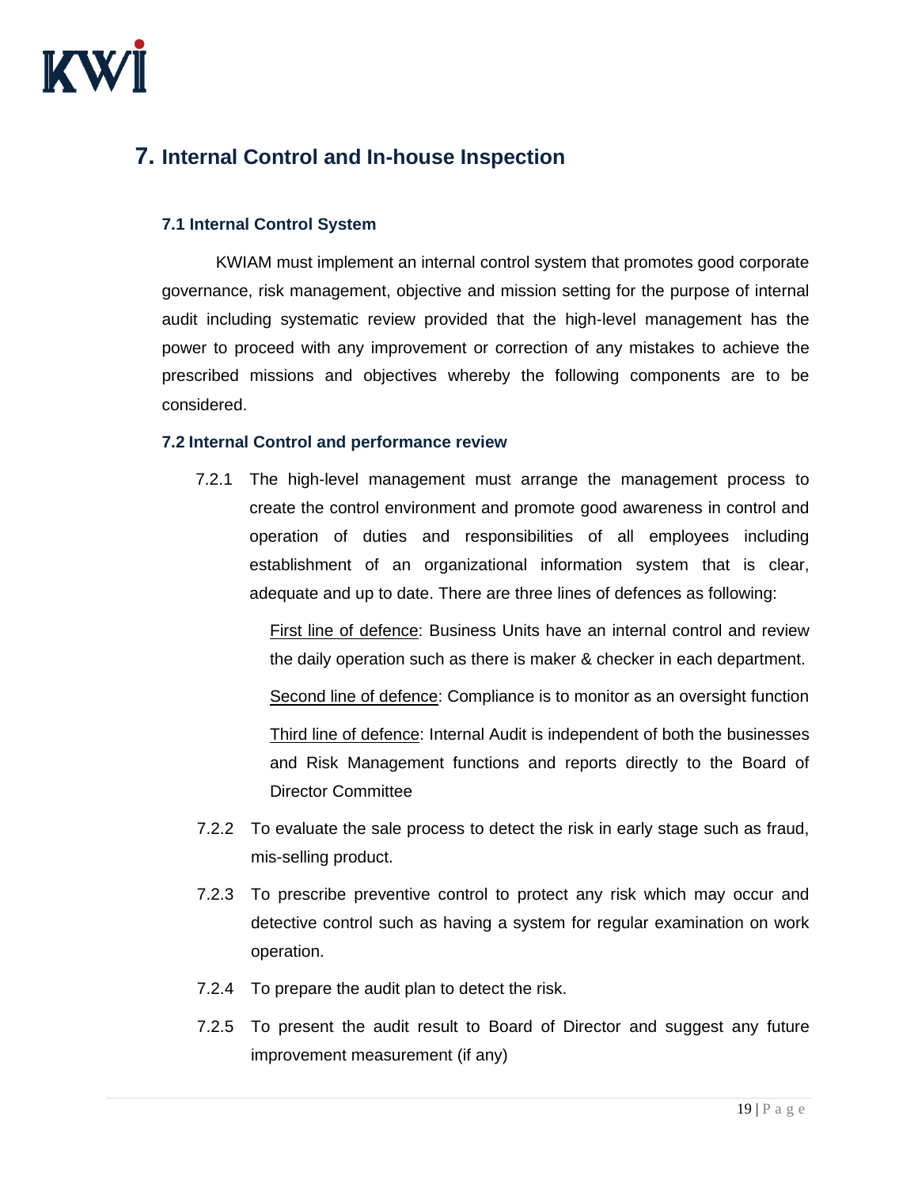# 7. Internal Control and In-house Inspection

### 7.1 Internal Control System

KWIAM must implement an internal control system that promotes good corporate governance, risk management, objective and mission setting for the purpose of internal audit including systematic review provided that the high-level management has the power to proceed with any improvement or correction of any mistakes to achieve the prescribed missions and objectives whereby the following components are to be considered.

### 7.2 Internal Control and performance review

7.2.1 The high-level management must arrange the management process to create the control environment and promote good awareness in control and operation of duties and responsibilities of all employees including establishment of an organizational information system that is clear, adequate and up to date. There are three lines of defences as following:

First line of defence: Business Units have an internal control and review the daily operation such as there is maker & checker in each department.

Second line of defence: Compliance is to monitor as an oversight function

Third line of defence: Internal Audit is independent of both the businesses and Risk Management functions and reports directly to the Board of Director Committee

7.2.2 To evaluate the sale process to detect the risk in early stage such as fraud, mis-selling product.

7.2.3 To prescribe preventive control to protect any risk which may occur and detective control such as having a system for regular examination on work operation.

7.2.4 To prepare the audit plan to detect the risk.

7.2.5 To present the audit result to Board of Director and suggest any future improvement measurement (if any)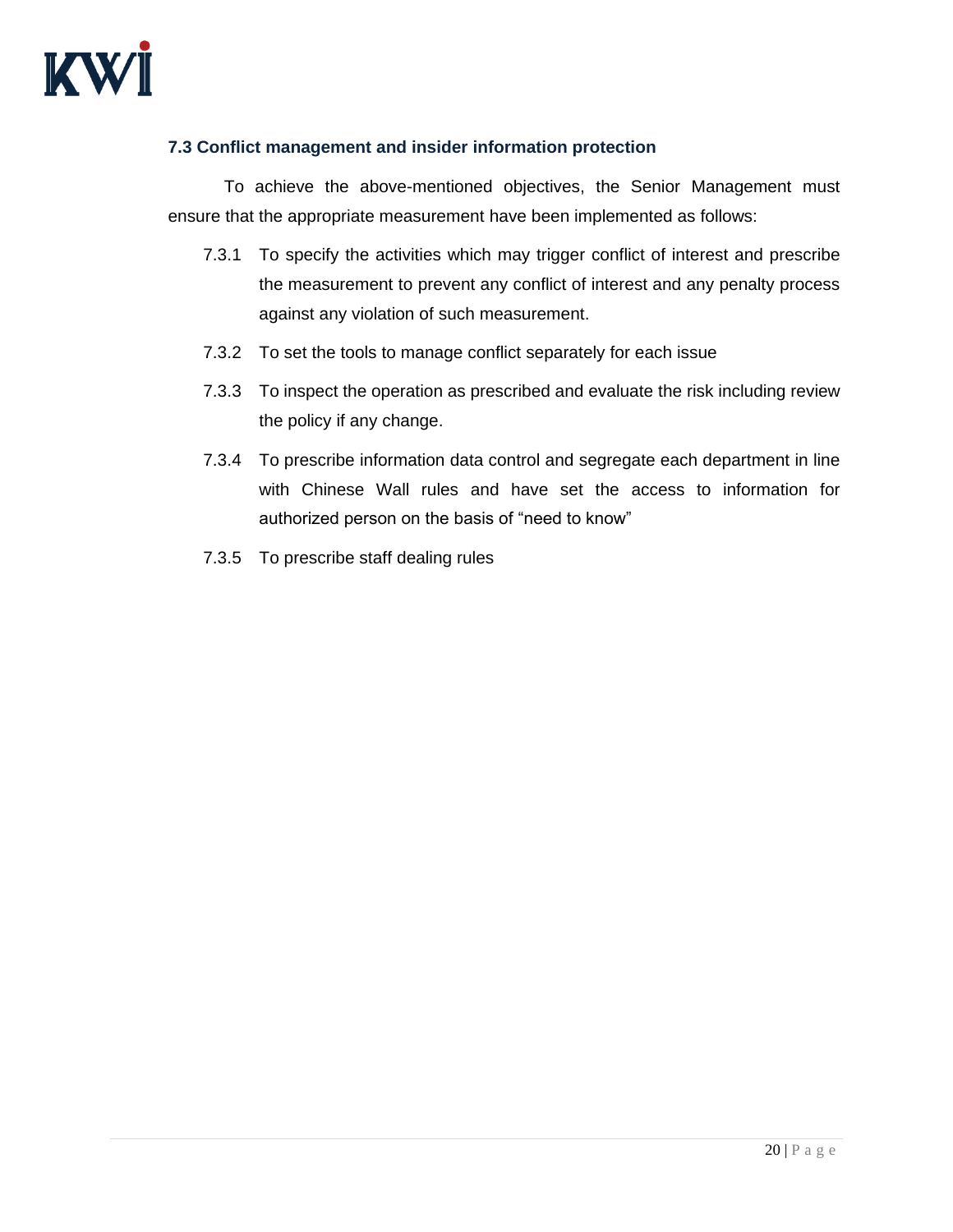### 7.3 Conflict management and insider information protection

To achieve the above-mentioned objectives, the Senior Management must ensure that the appropriate measurement have been implemented as follows:

7.3.1 To specify the activities which may trigger conflict of interest and prescribe the measurement to prevent any conflict of interest and any penalty process against any violation of such measurement.

7.3.2 To set the tools to manage conflict separately for each issue

7.3.3 To inspect the operation as prescribed and evaluate the risk including review the policy if any change.

7.3.4 To prescribe information data control and segregate each department in line with Chinese Wall rules and have set the access to information for authorized person on the basis of "need to know"

7.3.5 To prescribe staff dealing rules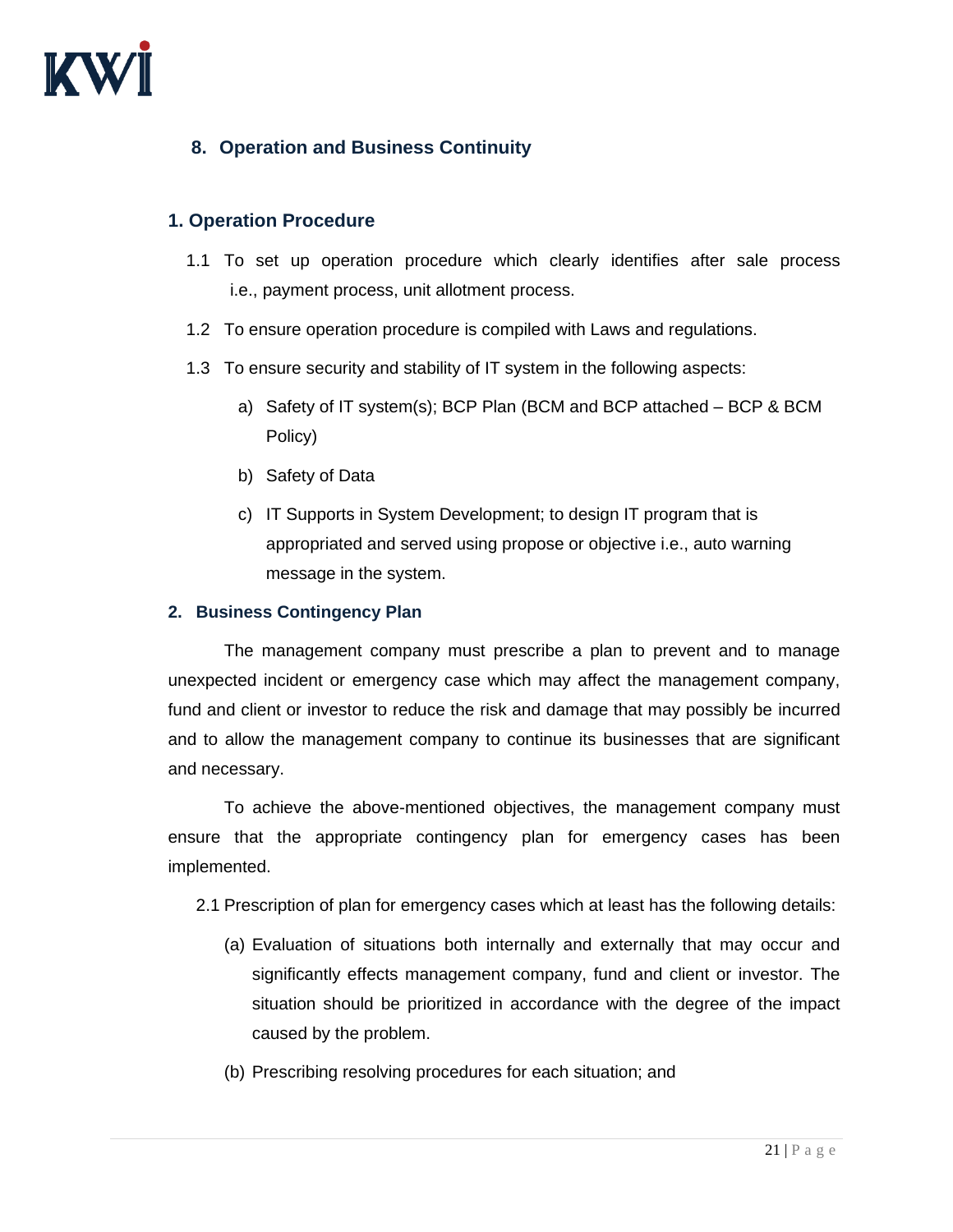## 8. Operation and Business Continuity

### 1. Operation Procedure

1.1 To set up operation procedure which clearly identifies after sale process i.e., payment process, unit allotment process.

1.2 To ensure operation procedure is compiled with Laws and regulations.

1.3 To ensure security and stability of IT system in the following aspects:

a) Safety of IT system(s); BCP Plan (BCM and BCP attached – BCP & BCM Policy)

b) Safety of Data

c) IT Supports in System Development; to design IT program that is appropriated and served using propose or objective i.e., auto warning message in the system.

### 2. Business Contingency Plan

The management company must prescribe a plan to prevent and to manage unexpected incident or emergency case which may affect the management company, fund and client or investor to reduce the risk and damage that may possibly be incurred and to allow the management company to continue its businesses that are significant and necessary.

To achieve the above-mentioned objectives, the management company must ensure that the appropriate contingency plan for emergency cases has been implemented.

2.1 Prescription of plan for emergency cases which at least has the following details:

(a) Evaluation of situations both internally and externally that may occur and significantly effects management company, fund and client or investor. The situation should be prioritized in accordance with the degree of the impact caused by the problem.

(b) Prescribing resolving procedures for each situation; and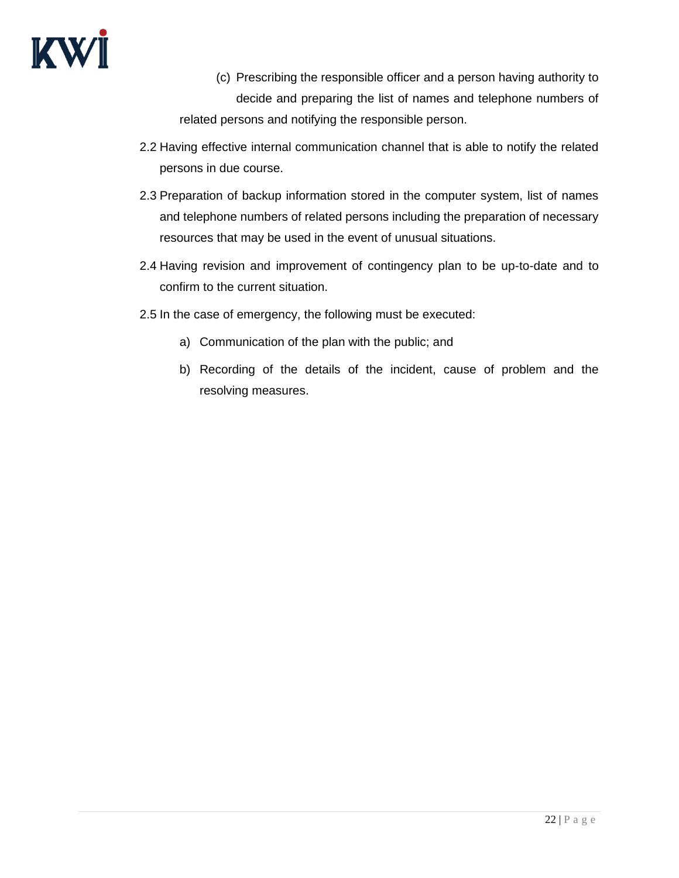(c) Prescribing the responsible officer and a person having authority to decide and preparing the list of names and telephone numbers of related persons and notifying the responsible person.

2.2 Having effective internal communication channel that is able to notify the related persons in due course.

2.3 Preparation of backup information stored in the computer system, list of names and telephone numbers of related persons including the preparation of necessary resources that may be used in the event of unusual situations.

2.4 Having revision and improvement of contingency plan to be up-to-date and to confirm to the current situation.

2.5 In the case of emergency, the following must be executed:

a) Communication of the plan with the public; and

b) Recording of the details of the incident, cause of problem and the resolving measures.